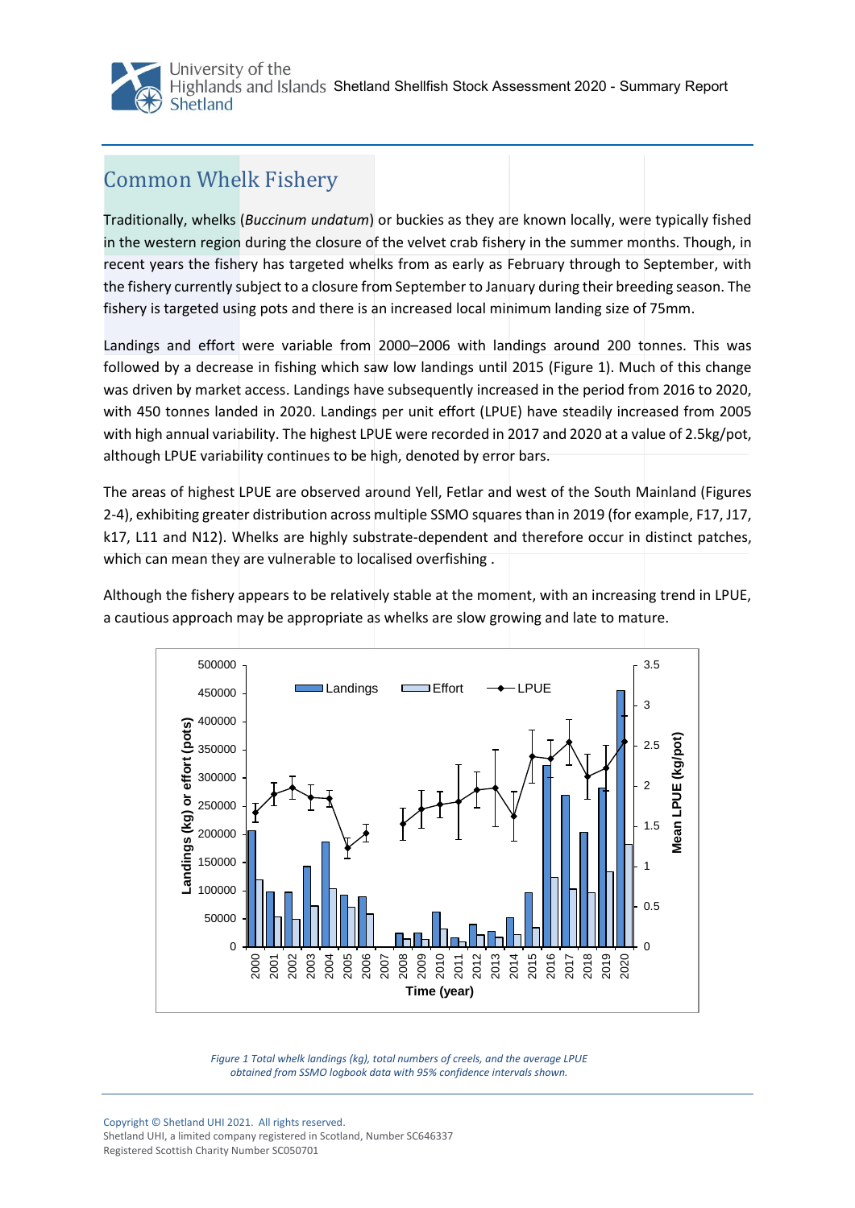## Common Whelk Fishery

Traditionally, whelks (*Buccinum undatum*) or buckies as they are known locally, were typically fished in the western region during the closure of the velvet crab fishery in the summer months. Though, in recent years the fishery has targeted whelks from as early as February through to September, with the fishery currently subject to a closure from September to January during their breeding season. The fishery is targeted using pots and there is an increased local minimum landing size of 75mm.

Landings and effort were variable from 2000–2006 with landings around 200 tonnes. This was followed by a decrease in fishing which saw low landings until 2015 (Figure 1). Much of this change was driven by market access. Landings have subsequently increased in the period from 2016 to 2020, with 450 tonnes landed in 2020. Landings per unit effort (LPUE) have steadily increased from 2005 with high annual variability. The highest LPUE were recorded in 2017 and 2020 at a value of 2.5kg/pot, although LPUE variability continues to be high, denoted by error bars.

The areas of highest LPUE are observed around Yell, Fetlar and west of the South Mainland (Figures 2-4), exhibiting greater distribution across multiple SSMO squares than in 2019 (for example, F17, J17, k17, L11 and N12). Whelks are highly substrate-dependent and therefore occur in distinct patches, which can mean they are vulnerable to localised overfishing .

Although the fishery appears to be relatively stable at the moment, with an increasing trend in LPUE, a cautious approach may be appropriate as whelks are slow growing and late to mature.

*Figure 1 Total whelk landings (kg), total numbers of creels, and the average LPUE obtained from SSMO logbook data with 95% confidence intervals shown.*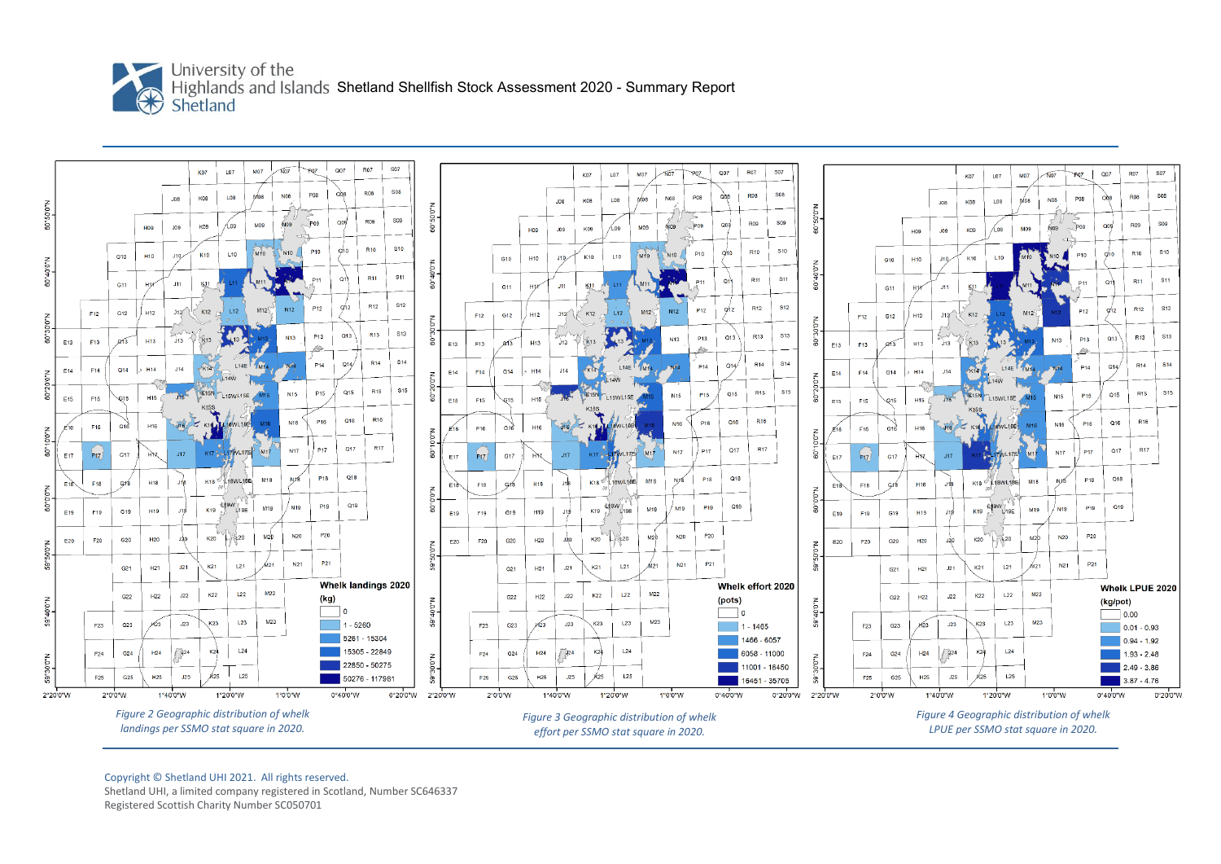Whelk landings 2020

(kg)

0

1 - 5260

5261 - 15304

15305 - 22849

22850 - 50275

50276 - 117981

*Figure 2 Geographic distribution of whelk landings per SSMO stat square in 2020.*

Whelk effort 2020

(pots)

0

1 - 1465

1466 - 6057

6058 - 11000

11001 - 16450

16451 - 35705

*Figure 3 Geographic distribution of whelk effort per SSMO stat square in 2020.*

Whelk LPUE 2020

(kg/pot)

0.00

0.01 - 0.93

0.94 - 1.92

1.93 - 2.48

2.49 - 3.86

3.87 - 4.76

*Figure 4 Geographic distribution of whelk LPUE per SSMO stat square in 2020.*

Copyright © Shetland UHI 2021. All rights reserved.
Shetland UHI, a limited company registered in Scotland, Number SC646337
Registered Scottish Charity Number SC050701